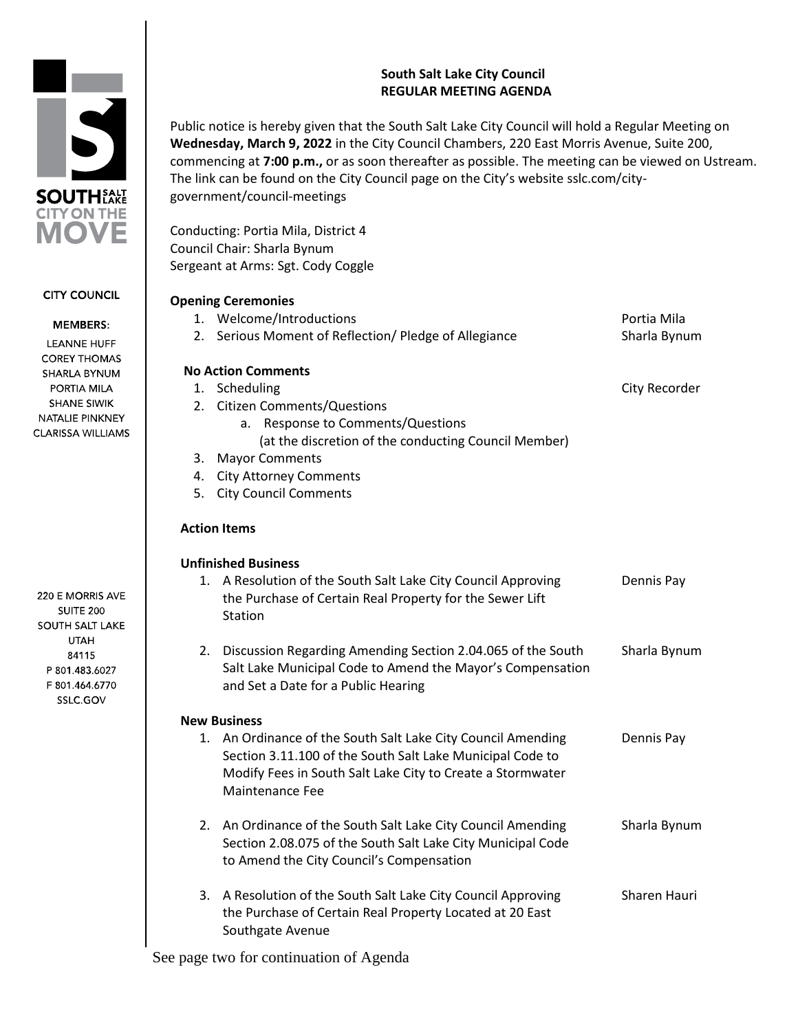SOUTH SALT LAKE
CITY ON THE MOVE

CITY COUNCIL

MEMBERS:

LEANNE HUFF
COREY THOMAS
SHARLA BYNUM
PORTIA MILA
SHANE SIWIK
NATALIE PINKNEY
CLARISSA WILLIAMS

220 E MORRIS AVE
SUITE 200
SOUTH SALT LAKE
UTAH
84115
P 801.483.6027
F 801.464.6770
SSLC.GOV

**South Salt Lake City Council**
**REGULAR MEETING AGENDA**

Public notice is hereby given that the South Salt Lake City Council will hold a Regular Meeting on **Wednesday, March 9, 2022** in the City Council Chambers, 220 East Morris Avenue, Suite 200, commencing at **7:00 p.m.,** or as soon thereafter as possible. The meeting can be viewed on Ustream. The link can be found on the City Council page on the City's website sslc.com/city-government/council-meetings

Conducting: Portia Mila, District 4
Council Chair: Sharla Bynum
Sergeant at Arms: Sgt. Cody Coggle

**Opening Ceremonies**

1. Welcome/Introductions — Portia Mila
2. Serious Moment of Reflection/ Pledge of Allegiance — Sharla Bynum

**No Action Comments**

1. Scheduling — City Recorder
2. Citizen Comments/Questions
   a. Response to Comments/Questions (at the discretion of the conducting Council Member)
3. Mayor Comments
4. City Attorney Comments
5. City Council Comments

**Action Items**

**Unfinished Business**

1. A Resolution of the South Salt Lake City Council Approving the Purchase of Certain Real Property for the Sewer Lift Station — Dennis Pay

2. Discussion Regarding Amending Section 2.04.065 of the South Salt Lake Municipal Code to Amend the Mayor's Compensation and Set a Date for a Public Hearing — Sharla Bynum

**New Business**

1. An Ordinance of the South Salt Lake City Council Amending Section 3.11.100 of the South Salt Lake Municipal Code to Modify Fees in South Salt Lake City to Create a Stormwater Maintenance Fee — Dennis Pay

2. An Ordinance of the South Salt Lake City Council Amending Section 2.08.075 of the South Salt Lake City Municipal Code to Amend the City Council's Compensation — Sharla Bynum

3. A Resolution of the South Salt Lake City Council Approving the Purchase of Certain Real Property Located at 20 East Southgate Avenue — Sharen Hauri

See page two for continuation of Agenda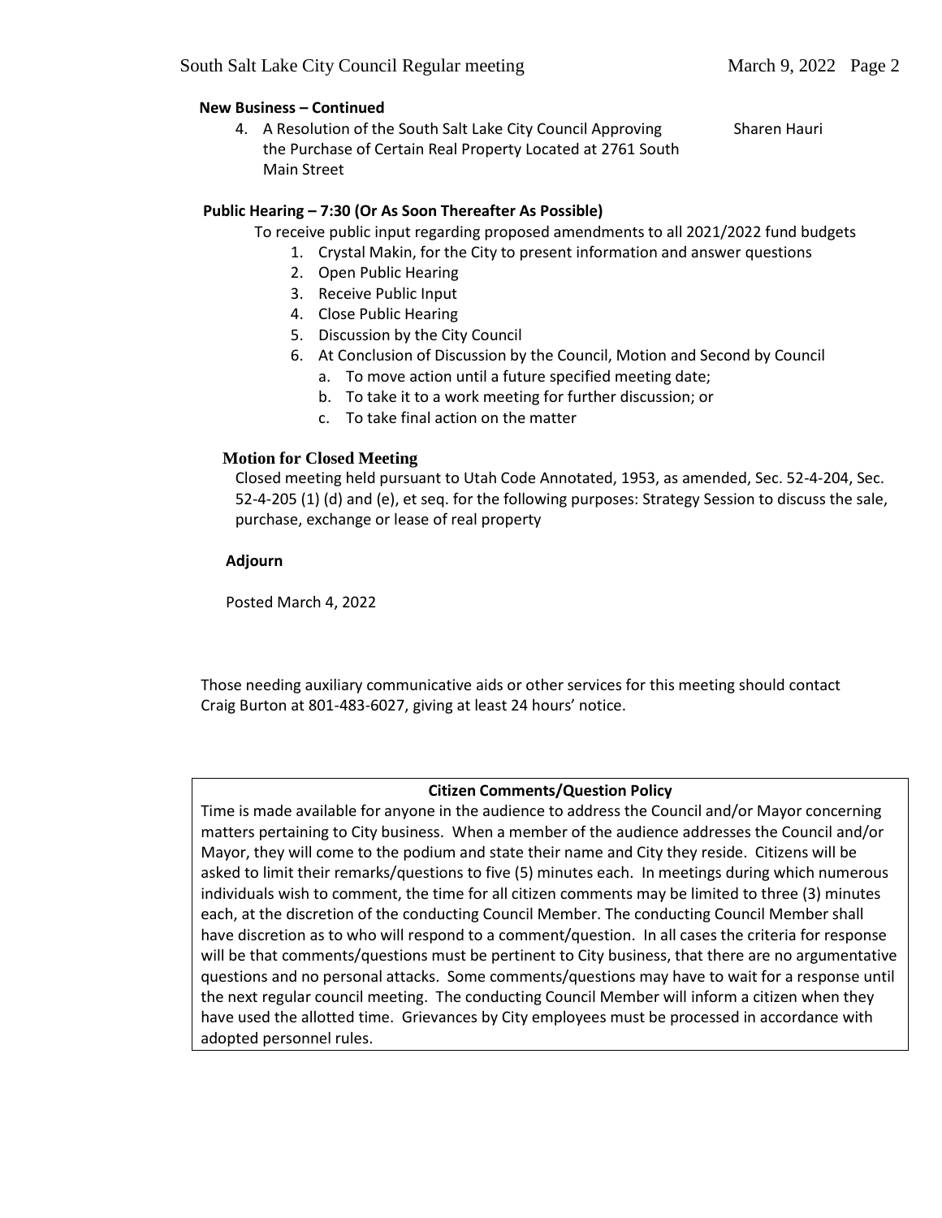**New Business – Continued**

4. A Resolution of the South Salt Lake City Council Approving the Purchase of Certain Real Property Located at 2761 South Main Street — Sharen Hauri

**Public Hearing – 7:30 (Or As Soon Thereafter As Possible)**

To receive public input regarding proposed amendments to all 2021/2022 fund budgets

1. Crystal Makin, for the City to present information and answer questions
2. Open Public Hearing
3. Receive Public Input
4. Close Public Hearing
5. Discussion by the City Council
6. At Conclusion of Discussion by the Council, Motion and Second by Council
   a. To move action until a future specified meeting date;
   b. To take it to a work meeting for further discussion; or
   c. To take final action on the matter

**Motion for Closed Meeting**

Closed meeting held pursuant to Utah Code Annotated, 1953, as amended, Sec. 52-4-204, Sec. 52-4-205 (1) (d) and (e), et seq. for the following purposes: Strategy Session to discuss the sale, purchase, exchange or lease of real property

**Adjourn**

Posted March 4, 2022

Those needing auxiliary communicative aids or other services for this meeting should contact Craig Burton at 801-483-6027, giving at least 24 hours' notice.

**Citizen Comments/Question Policy**

Time is made available for anyone in the audience to address the Council and/or Mayor concerning matters pertaining to City business. When a member of the audience addresses the Council and/or Mayor, they will come to the podium and state their name and City they reside. Citizens will be asked to limit their remarks/questions to five (5) minutes each. In meetings during which numerous individuals wish to comment, the time for all citizen comments may be limited to three (3) minutes each, at the discretion of the conducting Council Member. The conducting Council Member shall have discretion as to who will respond to a comment/question. In all cases the criteria for response will be that comments/questions must be pertinent to City business, that there are no argumentative questions and no personal attacks. Some comments/questions may have to wait for a response until the next regular council meeting. The conducting Council Member will inform a citizen when they have used the allotted time. Grievances by City employees must be processed in accordance with adopted personnel rules.